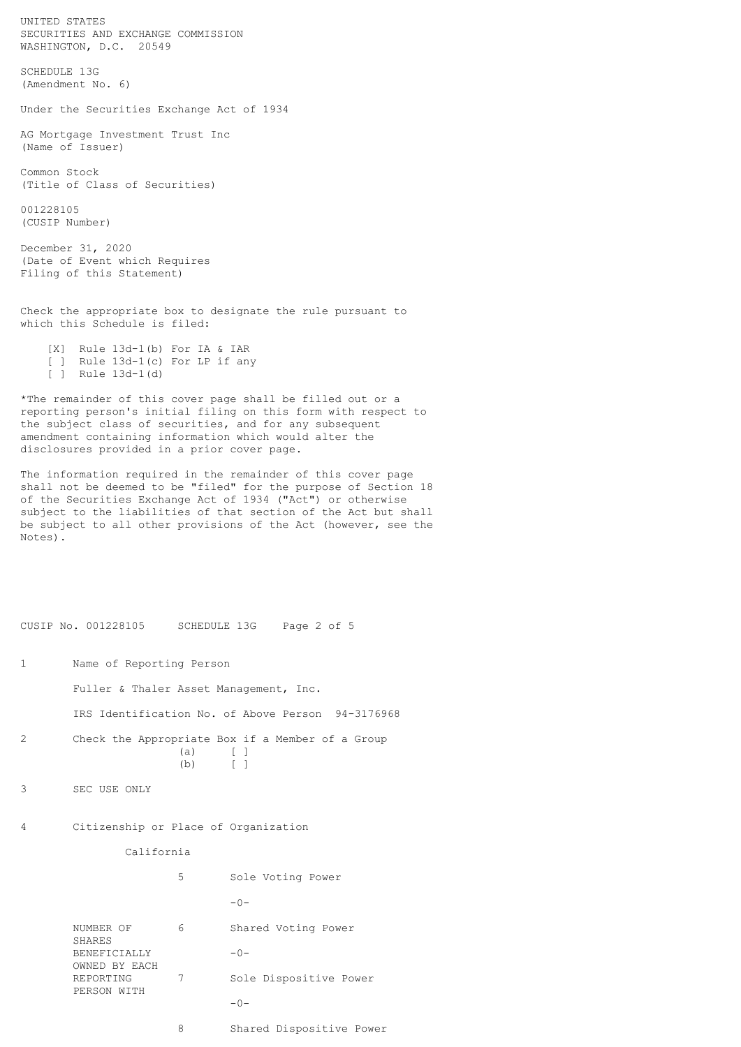UNITED STATES
SECURITIES AND EXCHANGE COMMISSION
WASHINGTON, D.C. 20549

# SCHEDULE 13G
(Amendment No. 6)

Under the Securities Exchange Act of 1934

AG Mortgage Investment Trust Inc
(Name of Issuer)

Common Stock
(Title of Class of Securities)

001228105
(CUSIP Number)

December 31, 2020
(Date of Event which Requires
Filing of this Statement)

Check the appropriate box to designate the rule pursuant to which this Schedule is filed:

- [X] Rule 13d-1(b) For IA & IAR
- [ ] Rule 13d-1(c) For LP if any
- [ ] Rule 13d-1(d)

*The remainder of this cover page shall be filled out or a reporting person's initial filing on this form with respect to the subject class of securities, and for any subsequent amendment containing information which would alter the disclosures provided in a prior cover page.

The information required in the remainder of this cover page shall not be deemed to be "filed" for the purpose of Section 18 of the Securities Exchange Act of 1934 ("Act") or otherwise subject to the liabilities of that section of the Act but shall be subject to all other provisions of the Act (however, see the Notes).

CUSIP No. 001228105 SCHEDULE 13G

1 Name of Reporting Person

Fuller & Thaler Asset Management, Inc.

IRS Identification No. of Above Person 94-3176968

2 Check the Appropriate Box if a Member of a Group
(a) [ ]
(b) [ ]

3 SEC USE ONLY

4 Citizenship or Place of Organization

California

| NUMBER OF SHARES BENEFICIALLY OWNED BY EACH REPORTING PERSON WITH | | |
|---|---|---|
| | 5 | Sole Voting Power<br>-0- |
| | 6 | Shared Voting Power<br>-0- |
| | 7 | Sole Dispositive Power<br>-0- |
| | 8 | Shared Dispositive Power |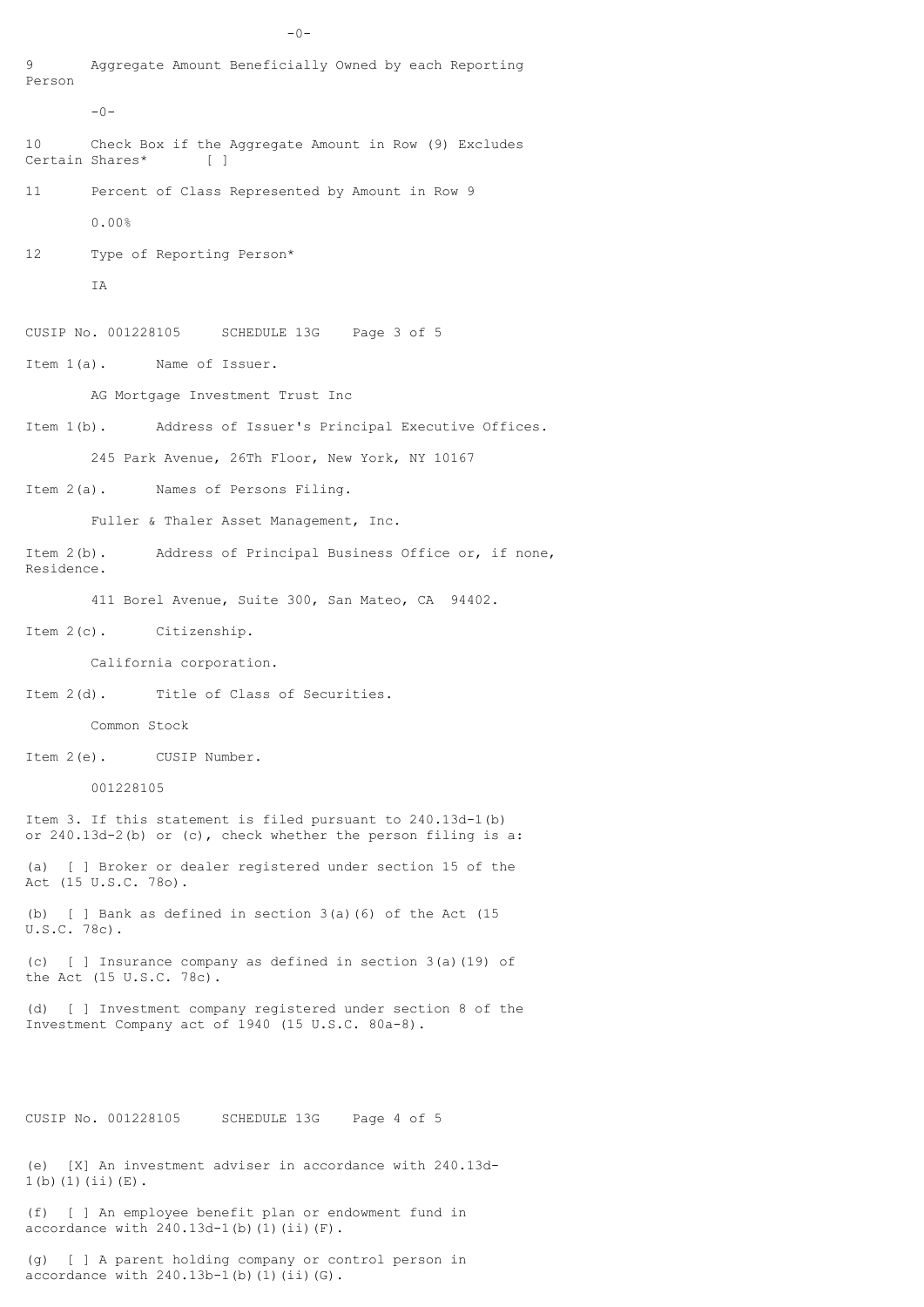-0-

9 Aggregate Amount Beneficially Owned by each Reporting Person

-0-

10 Check Box if the Aggregate Amount in Row (9) Excludes Certain Shares* [ ]

11 Percent of Class Represented by Amount in Row 9

0.00%

12 Type of Reporting Person*

IA

CUSIP No. 001228105 SCHEDULE 13G

Item 1(a). Name of Issuer.

AG Mortgage Investment Trust Inc

Item 1(b). Address of Issuer's Principal Executive Offices.

245 Park Avenue, 26Th Floor, New York, NY 10167

Item 2(a). Names of Persons Filing.

Fuller & Thaler Asset Management, Inc.

Item 2(b). Address of Principal Business Office or, if none, Residence.

411 Borel Avenue, Suite 300, San Mateo, CA 94402.

Item 2(c). Citizenship.

California corporation.

Item 2(d). Title of Class of Securities.

Common Stock

Item 2(e). CUSIP Number.

001228105

Item 3. If this statement is filed pursuant to 240.13d-1(b) or 240.13d-2(b) or (c), check whether the person filing is a:

(a) [ ] Broker or dealer registered under section 15 of the Act (15 U.S.C. 78o).

(b) [ ] Bank as defined in section 3(a)(6) of the Act (15 U.S.C. 78c).

(c) [ ] Insurance company as defined in section 3(a)(19) of the Act (15 U.S.C. 78c).

(d) [ ] Investment company registered under section 8 of the Investment Company act of 1940 (15 U.S.C. 80a-8).

CUSIP No. 001228105 SCHEDULE 13G

(e) [X] An investment adviser in accordance with 240.13d-1(b)(1)(ii)(E).

(f) [ ] An employee benefit plan or endowment fund in accordance with 240.13d-1(b)(1)(ii)(F).

(g) [ ] A parent holding company or control person in accordance with 240.13b-1(b)(1)(ii)(G).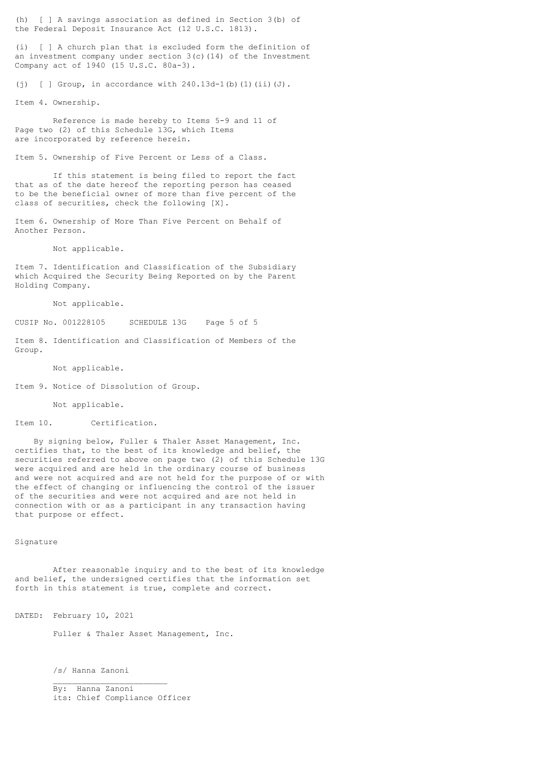(h) [ ] A savings association as defined in Section 3(b) of the Federal Deposit Insurance Act (12 U.S.C. 1813).

(i) [ ] A church plan that is excluded form the definition of an investment company under section 3(c)(14) of the Investment Company act of 1940 (15 U.S.C. 80a-3).

(j) [ ] Group, in accordance with 240.13d-1(b)(1)(ii)(J).

Item 4. Ownership.

Reference is made hereby to Items 5-9 and 11 of Page two (2) of this Schedule 13G, which Items are incorporated by reference herein.

Item 5. Ownership of Five Percent or Less of a Class.

If this statement is being filed to report the fact that as of the date hereof the reporting person has ceased to be the beneficial owner of more than five percent of the class of securities, check the following [X].

Item 6. Ownership of More Than Five Percent on Behalf of Another Person.

Not applicable.

Item 7. Identification and Classification of the Subsidiary which Acquired the Security Being Reported on by the Parent Holding Company.

Not applicable.

CUSIP No. 001228105 SCHEDULE 13G

Item 8. Identification and Classification of Members of the Group.

Not applicable.

Item 9. Notice of Dissolution of Group.

Not applicable.

Item 10. Certification.

By signing below, Fuller & Thaler Asset Management, Inc. certifies that, to the best of its knowledge and belief, the securities referred to above on page two (2) of this Schedule 13G were acquired and are held in the ordinary course of business and were not acquired and are not held for the purpose of or with the effect of changing or influencing the control of the issuer of the securities and were not acquired and are not held in connection with or as a participant in any transaction having that purpose or effect.

Signature

After reasonable inquiry and to the best of its knowledge and belief, the undersigned certifies that the information set forth in this statement is true, complete and correct.

DATED: February 10, 2021

Fuller & Thaler Asset Management, Inc.

/s/ Hanna Zanoni

By: Hanna Zanoni
its: Chief Compliance Officer